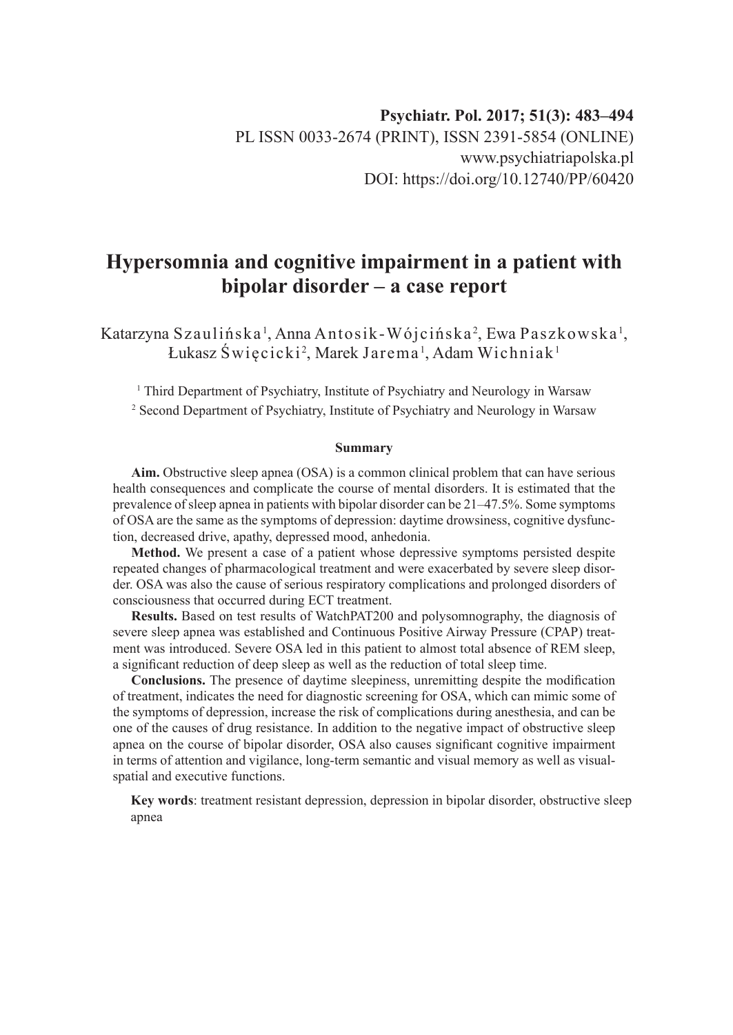Psychiatr. Pol. 2017; 51(3): 483–494

PL ISSN 0033-2674 (PRINT), ISSN 2391-5854 (ONLINE)

www.psychiatriapolska.pl

DOI: https://doi.org/10.12740/PP/60420

# Hypersomnia and cognitive impairment in a patient with bipolar disorder – a case report

Katarzyna Szaulińska[1], Anna Antosik-Wójcińska[2], Ewa Paszkowska[1], Łukasz Święcicki[2], Marek Jarema[1], Adam Wichniak[1]

[1] Third Department of Psychiatry, Institute of Psychiatry and Neurology in Warsaw

[2] Second Department of Psychiatry, Institute of Psychiatry and Neurology in Warsaw

### Summary

**Aim.** Obstructive sleep apnea (OSA) is a common clinical problem that can have serious health consequences and complicate the course of mental disorders. It is estimated that the prevalence of sleep apnea in patients with bipolar disorder can be 21–47.5%. Some symptoms of OSA are the same as the symptoms of depression: daytime drowsiness, cognitive dysfunction, decreased drive, apathy, depressed mood, anhedonia.

**Method.** We present a case of a patient whose depressive symptoms persisted despite repeated changes of pharmacological treatment and were exacerbated by severe sleep disorder. OSA was also the cause of serious respiratory complications and prolonged disorders of consciousness that occurred during ECT treatment.

**Results.** Based on test results of WatchPAT200 and polysomnography, the diagnosis of severe sleep apnea was established and Continuous Positive Airway Pressure (CPAP) treatment was introduced. Severe OSA led in this patient to almost total absence of REM sleep, a significant reduction of deep sleep as well as the reduction of total sleep time.

**Conclusions.** The presence of daytime sleepiness, unremitting despite the modification of treatment, indicates the need for diagnostic screening for OSA, which can mimic some of the symptoms of depression, increase the risk of complications during anesthesia, and can be one of the causes of drug resistance. In addition to the negative impact of obstructive sleep apnea on the course of bipolar disorder, OSA also causes significant cognitive impairment in terms of attention and vigilance, long-term semantic and visual memory as well as visual-spatial and executive functions.

**Key words**: treatment resistant depression, depression in bipolar disorder, obstructive sleep apnea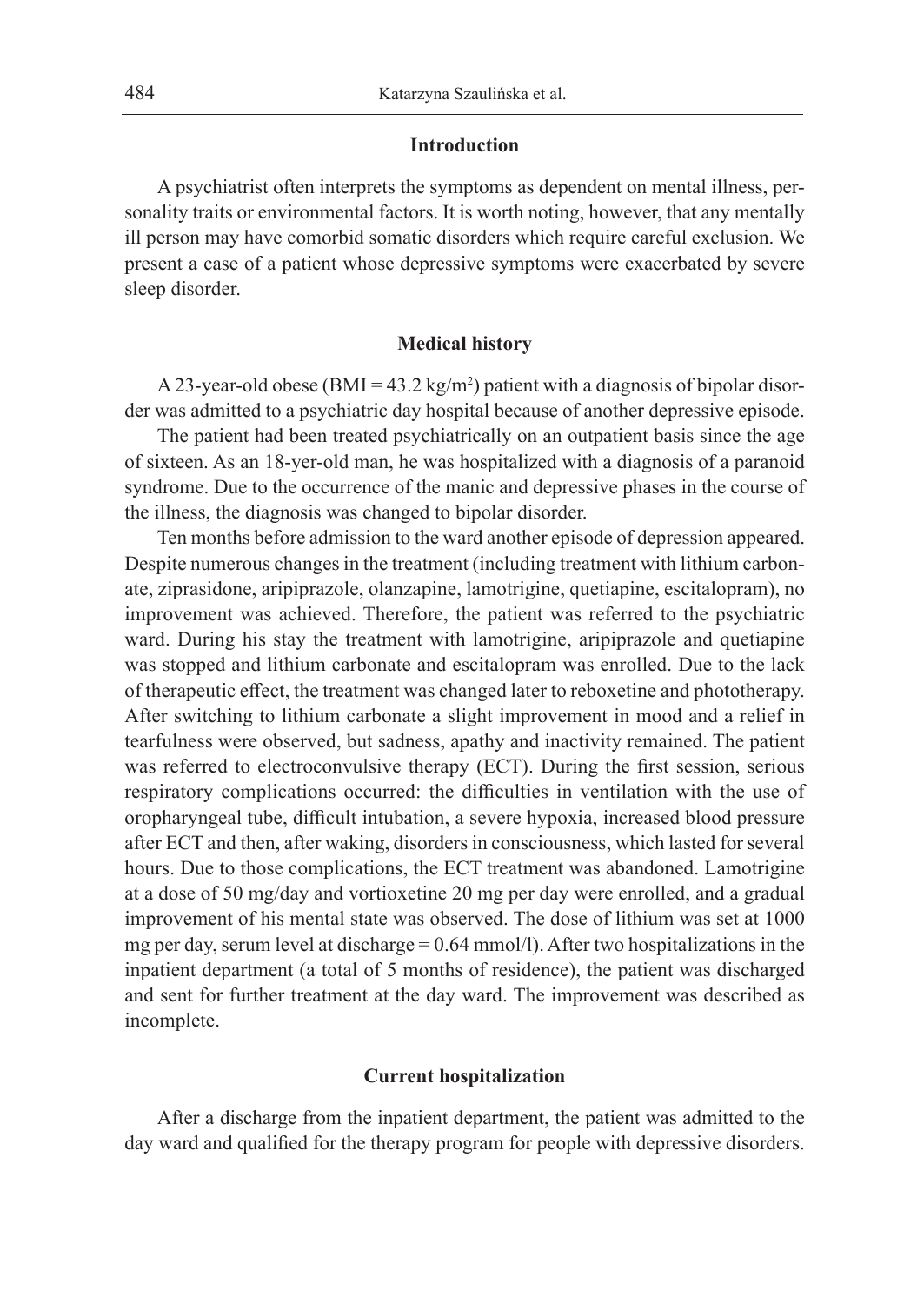## Introduction

A psychiatrist often interprets the symptoms as dependent on mental illness, personality traits or environmental factors. It is worth noting, however, that any mentally ill person may have comorbid somatic disorders which require careful exclusion. We present a case of a patient whose depressive symptoms were exacerbated by severe sleep disorder.

## Medical history

A 23-year-old obese (BMI = 43.2 kg/m$^2$) patient with a diagnosis of bipolar disorder was admitted to a psychiatric day hospital because of another depressive episode.

The patient had been treated psychiatrically on an outpatient basis since the age of sixteen. As an 18-yer-old man, he was hospitalized with a diagnosis of a paranoid syndrome. Due to the occurrence of the manic and depressive phases in the course of the illness, the diagnosis was changed to bipolar disorder.

Ten months before admission to the ward another episode of depression appeared. Despite numerous changes in the treatment (including treatment with lithium carbonate, ziprasidone, aripiprazole, olanzapine, lamotrigine, quetiapine, escitalopram), no improvement was achieved. Therefore, the patient was referred to the psychiatric ward. During his stay the treatment with lamotrigine, aripiprazole and quetiapine was stopped and lithium carbonate and escitalopram was enrolled. Due to the lack of therapeutic effect, the treatment was changed later to reboxetine and phototherapy. After switching to lithium carbonate a slight improvement in mood and a relief in tearfulness were observed, but sadness, apathy and inactivity remained. The patient was referred to electroconvulsive therapy (ECT). During the first session, serious respiratory complications occurred: the difficulties in ventilation with the use of oropharyngeal tube, difficult intubation, a severe hypoxia, increased blood pressure after ECT and then, after waking, disorders in consciousness, which lasted for several hours. Due to those complications, the ECT treatment was abandoned. Lamotrigine at a dose of 50 mg/day and vortioxetine 20 mg per day were enrolled, and a gradual improvement of his mental state was observed. The dose of lithium was set at 1000 mg per day, serum level at discharge = 0.64 mmol/l). After two hospitalizations in the inpatient department (a total of 5 months of residence), the patient was discharged and sent for further treatment at the day ward. The improvement was described as incomplete.

## Current hospitalization

After a discharge from the inpatient department, the patient was admitted to the day ward and qualified for the therapy program for people with depressive disorders.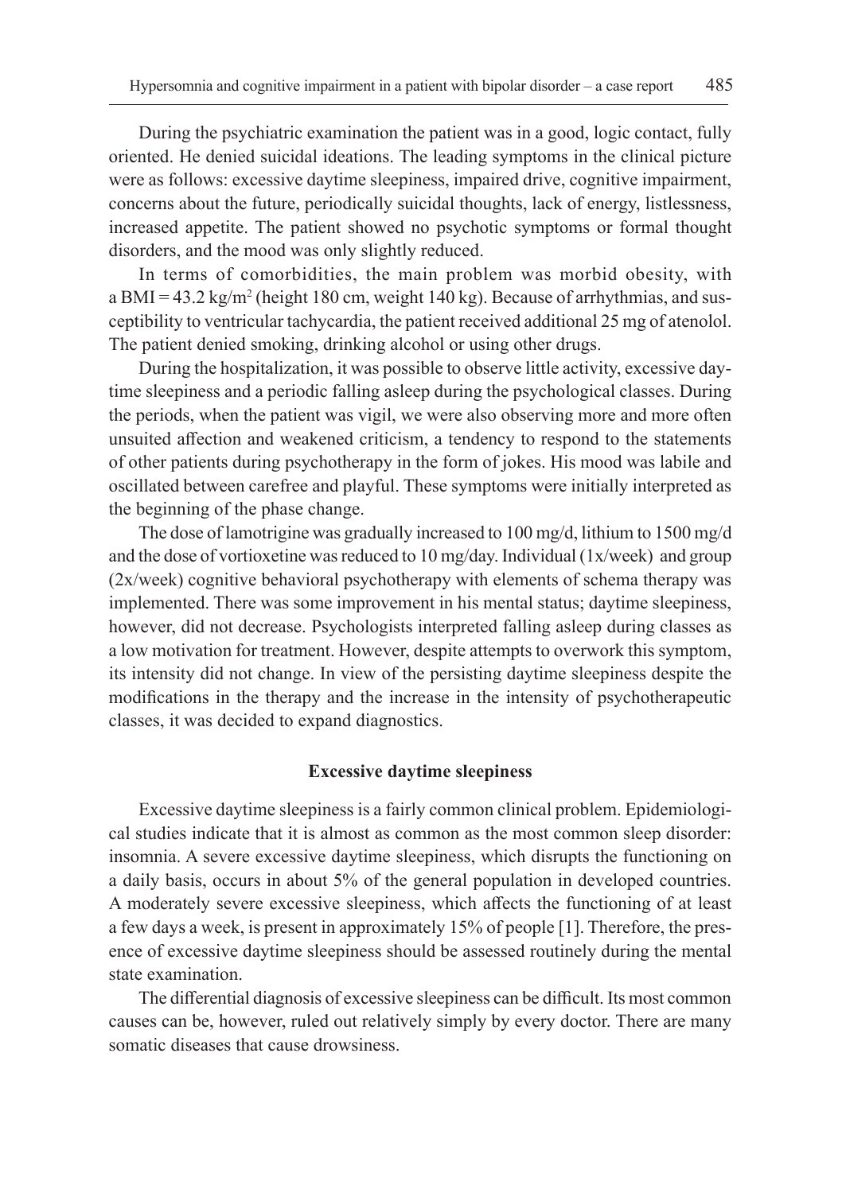During the psychiatric examination the patient was in a good, logic contact, fully oriented. He denied suicidal ideations. The leading symptoms in the clinical picture were as follows: excessive daytime sleepiness, impaired drive, cognitive impairment, concerns about the future, periodically suicidal thoughts, lack of energy, listlessness, increased appetite. The patient showed no psychotic symptoms or formal thought disorders, and the mood was only slightly reduced.

In terms of comorbidities, the main problem was morbid obesity, with a BMI = 43.2 kg/m$^2$ (height 180 cm, weight 140 kg). Because of arrhythmias, and susceptibility to ventricular tachycardia, the patient received additional 25 mg of atenolol. The patient denied smoking, drinking alcohol or using other drugs.

During the hospitalization, it was possible to observe little activity, excessive daytime sleepiness and a periodic falling asleep during the psychological classes. During the periods, when the patient was vigil, we were also observing more and more often unsuited affection and weakened criticism, a tendency to respond to the statements of other patients during psychotherapy in the form of jokes. His mood was labile and oscillated between carefree and playful. These symptoms were initially interpreted as the beginning of the phase change.

The dose of lamotrigine was gradually increased to 100 mg/d, lithium to 1500 mg/d and the dose of vortioxetine was reduced to 10 mg/day. Individual (1x/week) and group (2x/week) cognitive behavioral psychotherapy with elements of schema therapy was implemented. There was some improvement in his mental status; daytime sleepiness, however, did not decrease. Psychologists interpreted falling asleep during classes as a low motivation for treatment. However, despite attempts to overwork this symptom, its intensity did not change. In view of the persisting daytime sleepiness despite the modifications in the therapy and the increase in the intensity of psychotherapeutic classes, it was decided to expand diagnostics.

## Excessive daytime sleepiness

Excessive daytime sleepiness is a fairly common clinical problem. Epidemiological studies indicate that it is almost as common as the most common sleep disorder: insomnia. A severe excessive daytime sleepiness, which disrupts the functioning on a daily basis, occurs in about 5% of the general population in developed countries. A moderately severe excessive sleepiness, which affects the functioning of at least a few days a week, is present in approximately 15% of people [1]. Therefore, the presence of excessive daytime sleepiness should be assessed routinely during the mental state examination.

The differential diagnosis of excessive sleepiness can be difficult. Its most common causes can be, however, ruled out relatively simply by every doctor. There are many somatic diseases that cause drowsiness.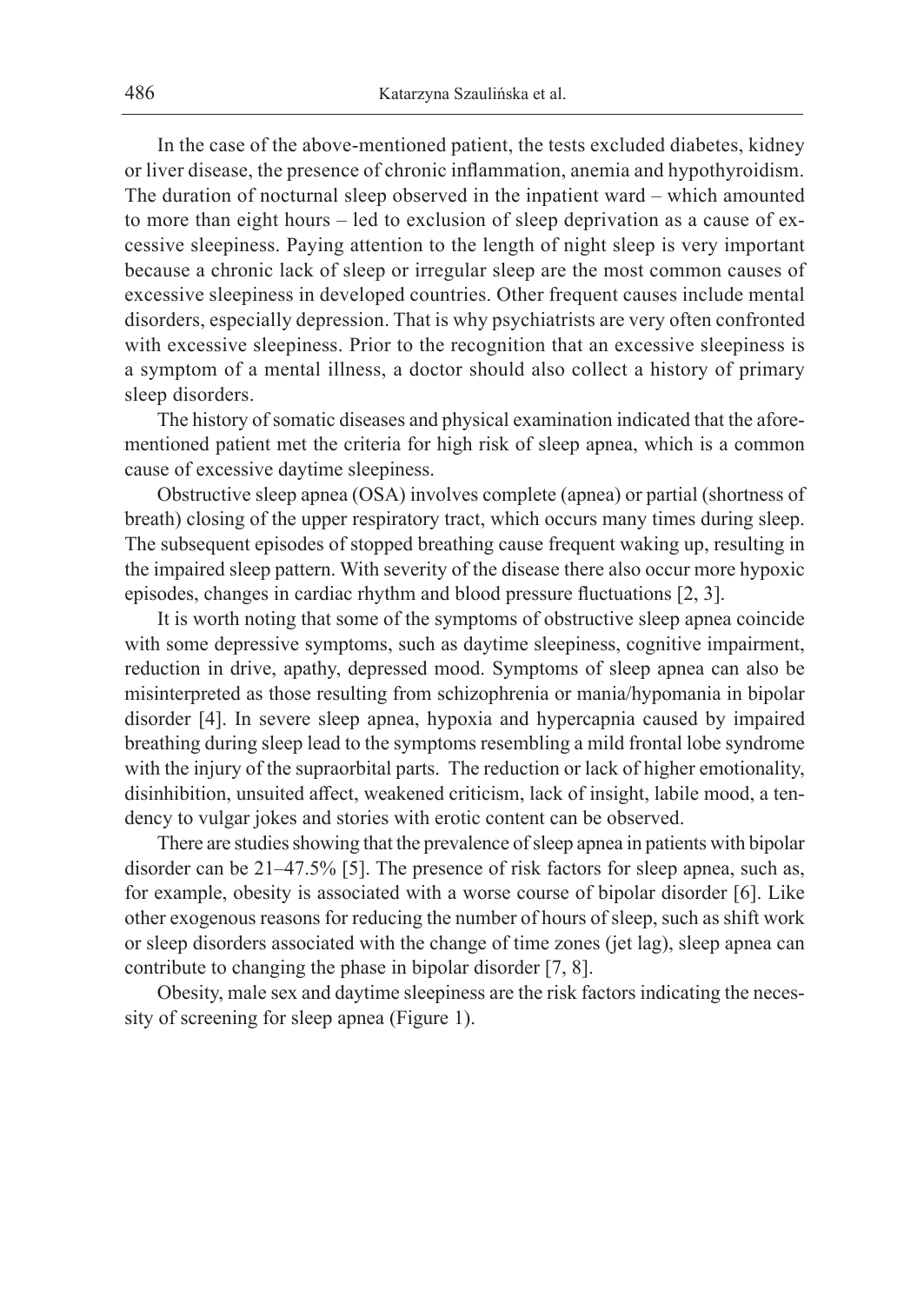In the case of the above-mentioned patient, the tests excluded diabetes, kidney or liver disease, the presence of chronic inflammation, anemia and hypothyroidism. The duration of nocturnal sleep observed in the inpatient ward – which amounted to more than eight hours – led to exclusion of sleep deprivation as a cause of excessive sleepiness. Paying attention to the length of night sleep is very important because a chronic lack of sleep or irregular sleep are the most common causes of excessive sleepiness in developed countries. Other frequent causes include mental disorders, especially depression. That is why psychiatrists are very often confronted with excessive sleepiness. Prior to the recognition that an excessive sleepiness is a symptom of a mental illness, a doctor should also collect a history of primary sleep disorders.

The history of somatic diseases and physical examination indicated that the aforementioned patient met the criteria for high risk of sleep apnea, which is a common cause of excessive daytime sleepiness.

Obstructive sleep apnea (OSA) involves complete (apnea) or partial (shortness of breath) closing of the upper respiratory tract, which occurs many times during sleep. The subsequent episodes of stopped breathing cause frequent waking up, resulting in the impaired sleep pattern. With severity of the disease there also occur more hypoxic episodes, changes in cardiac rhythm and blood pressure fluctuations [2, 3].

It is worth noting that some of the symptoms of obstructive sleep apnea coincide with some depressive symptoms, such as daytime sleepiness, cognitive impairment, reduction in drive, apathy, depressed mood. Symptoms of sleep apnea can also be misinterpreted as those resulting from schizophrenia or mania/hypomania in bipolar disorder [4]. In severe sleep apnea, hypoxia and hypercapnia caused by impaired breathing during sleep lead to the symptoms resembling a mild frontal lobe syndrome with the injury of the supraorbital parts. The reduction or lack of higher emotionality, disinhibition, unsuited affect, weakened criticism, lack of insight, labile mood, a tendency to vulgar jokes and stories with erotic content can be observed.

There are studies showing that the prevalence of sleep apnea in patients with bipolar disorder can be 21–47.5% [5]. The presence of risk factors for sleep apnea, such as, for example, obesity is associated with a worse course of bipolar disorder [6]. Like other exogenous reasons for reducing the number of hours of sleep, such as shift work or sleep disorders associated with the change of time zones (jet lag), sleep apnea can contribute to changing the phase in bipolar disorder [7, 8].

Obesity, male sex and daytime sleepiness are the risk factors indicating the necessity of screening for sleep apnea (Figure 1).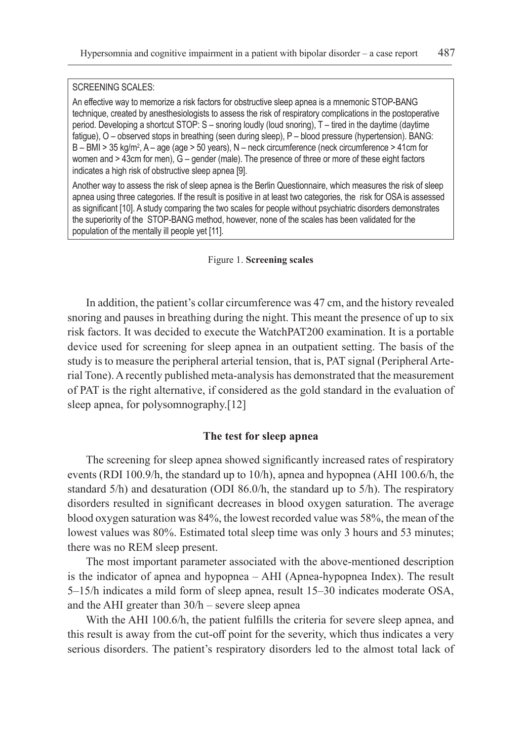SCREENING SCALES:

An effective way to memorize a risk factors for obstructive sleep apnea is a mnemonic STOP-BANG technique, created by anesthesiologists to assess the risk of respiratory complications in the postoperative period. Developing a shortcut STOP: S – snoring loudly (loud snoring), T – tired in the daytime (daytime fatigue), O – observed stops in breathing (seen during sleep), P – blood pressure (hypertension). BANG: B – BMI > 35 kg/m$^2$, A – age (age > 50 years), N – neck circumference (neck circumference > 41cm for women and > 43cm for men), G – gender (male). The presence of three or more of these eight factors indicates a high risk of obstructive sleep apnea [9].

Another way to assess the risk of sleep apnea is the Berlin Questionnaire, which measures the risk of sleep apnea using three categories. If the result is positive in at least two categories, the risk for OSA is assessed as significant [10]. A study comparing the two scales for people without psychiatric disorders demonstrates the superiority of the STOP-BANG method, however, none of the scales has been validated for the population of the mentally ill people yet [11].

Figure 1. **Screening scales**

In addition, the patient's collar circumference was 47 cm, and the history revealed snoring and pauses in breathing during the night. This meant the presence of up to six risk factors. It was decided to execute the WatchPAT200 examination. It is a portable device used for screening for sleep apnea in an outpatient setting. The basis of the study is to measure the peripheral arterial tension, that is, PAT signal (Peripheral Arterial Tone). A recently published meta-analysis has demonstrated that the measurement of PAT is the right alternative, if considered as the gold standard in the evaluation of sleep apnea, for polysomnography.[12]

## The test for sleep apnea

The screening for sleep apnea showed significantly increased rates of respiratory events (RDI 100.9/h, the standard up to 10/h), apnea and hypopnea (AHI 100.6/h, the standard 5/h) and desaturation (ODI 86.0/h, the standard up to 5/h). The respiratory disorders resulted in significant decreases in blood oxygen saturation. The average blood oxygen saturation was 84%, the lowest recorded value was 58%, the mean of the lowest values was 80%. Estimated total sleep time was only 3 hours and 53 minutes; there was no REM sleep present.

The most important parameter associated with the above-mentioned description is the indicator of apnea and hypopnea – AHI (Apnea-hypopnea Index). The result 5–15/h indicates a mild form of sleep apnea, result 15–30 indicates moderate OSA, and the AHI greater than 30/h – severe sleep apnea

With the AHI 100.6/h, the patient fulfills the criteria for severe sleep apnea, and this result is away from the cut-off point for the severity, which thus indicates a very serious disorders. The patient's respiratory disorders led to the almost total lack of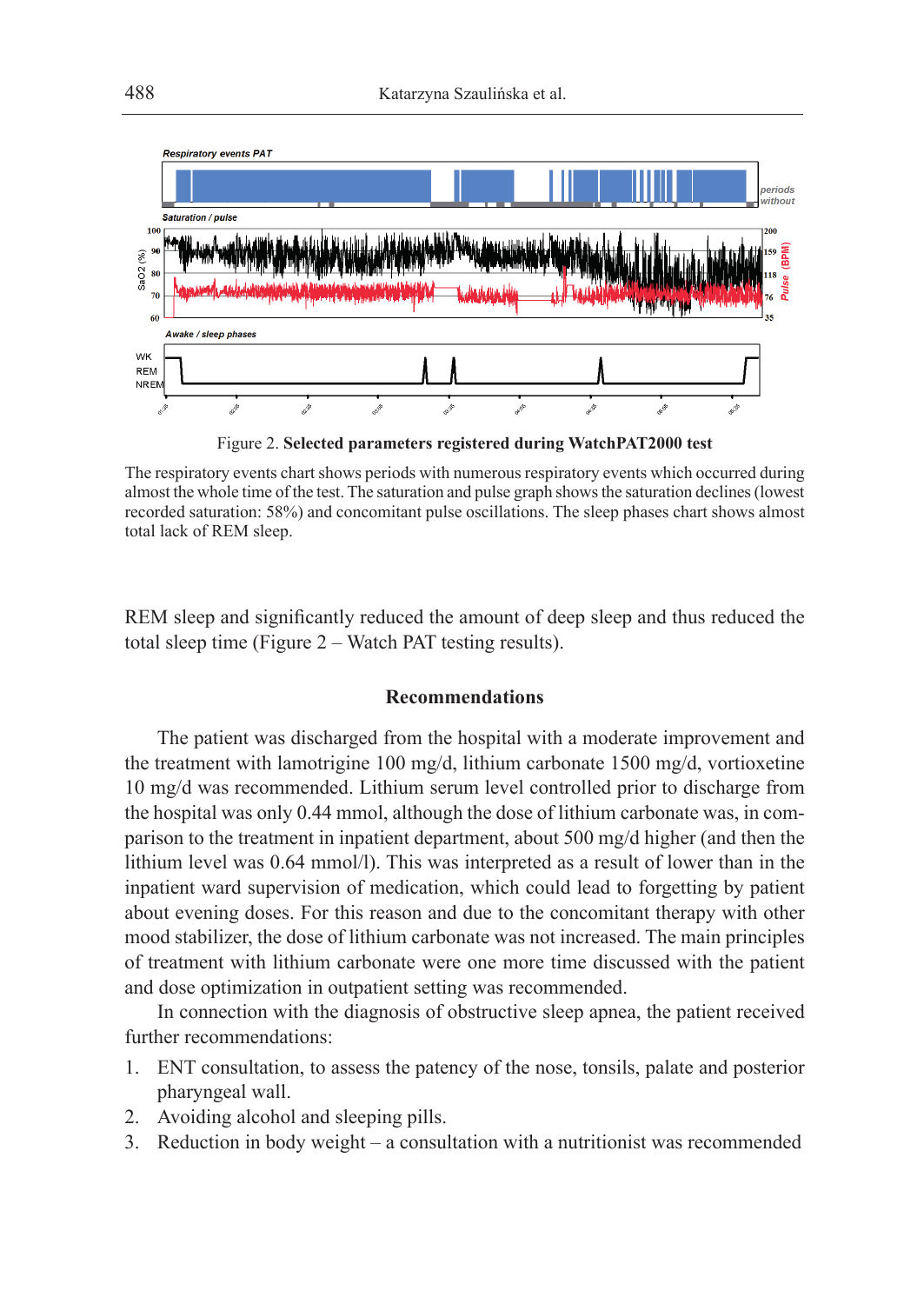Figure 2. **Selected parameters registered during WatchPAT2000 test**

The respiratory events chart shows periods with numerous respiratory events which occurred during almost the whole time of the test. The saturation and pulse graph shows the saturation declines (lowest recorded saturation: 58%) and concomitant pulse oscillations. The sleep phases chart shows almost total lack of REM sleep.

REM sleep and significantly reduced the amount of deep sleep and thus reduced the total sleep time (Figure 2 – Watch PAT testing results).

## Recommendations

The patient was discharged from the hospital with a moderate improvement and the treatment with lamotrigine 100 mg/d, lithium carbonate 1500 mg/d, vortioxetine 10 mg/d was recommended. Lithium serum level controlled prior to discharge from the hospital was only 0.44 mmol, although the dose of lithium carbonate was, in comparison to the treatment in inpatient department, about 500 mg/d higher (and then the lithium level was 0.64 mmol/l). This was interpreted as a result of lower than in the inpatient ward supervision of medication, which could lead to forgetting by patient about evening doses. For this reason and due to the concomitant therapy with other mood stabilizer, the dose of lithium carbonate was not increased. The main principles of treatment with lithium carbonate were one more time discussed with the patient and dose optimization in outpatient setting was recommended.

In connection with the diagnosis of obstructive sleep apnea, the patient received further recommendations:

1. ENT consultation, to assess the patency of the nose, tonsils, palate and posterior pharyngeal wall.
2. Avoiding alcohol and sleeping pills.
3. Reduction in body weight – a consultation with a nutritionist was recommended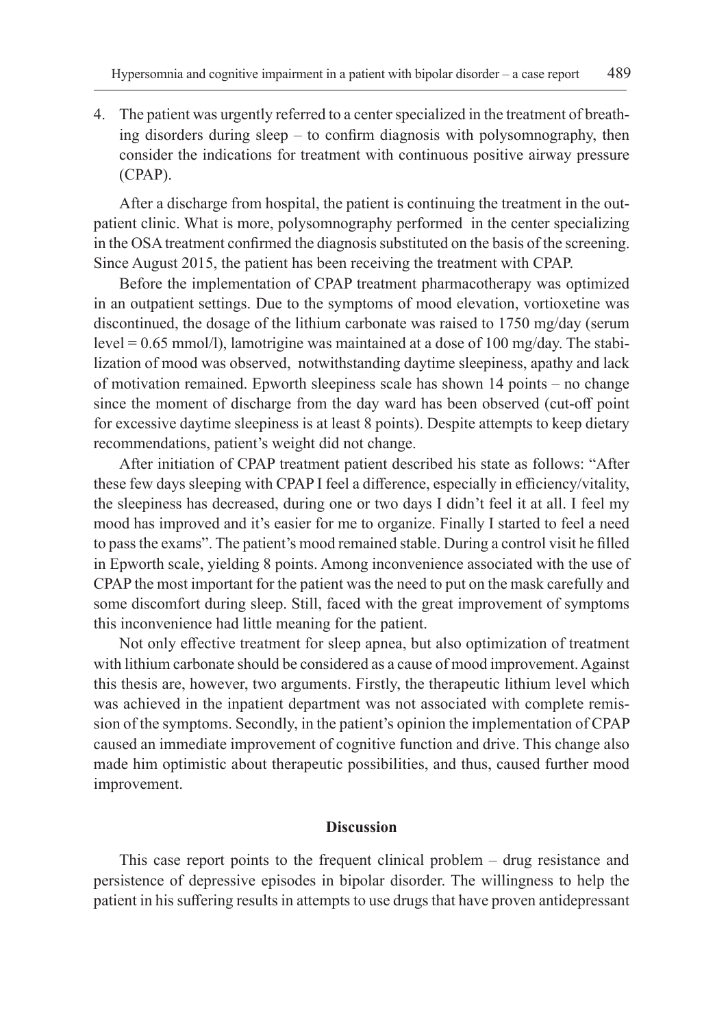4. The patient was urgently referred to a center specialized in the treatment of breathing disorders during sleep – to confirm diagnosis with polysomnography, then consider the indications for treatment with continuous positive airway pressure (CPAP).

After a discharge from hospital, the patient is continuing the treatment in the outpatient clinic. What is more, polysomnography performed in the center specializing in the OSA treatment confirmed the diagnosis substituted on the basis of the screening. Since August 2015, the patient has been receiving the treatment with CPAP.

Before the implementation of CPAP treatment pharmacotherapy was optimized in an outpatient settings. Due to the symptoms of mood elevation, vortioxetine was discontinued, the dosage of the lithium carbonate was raised to 1750 mg/day (serum level = 0.65 mmol/l), lamotrigine was maintained at a dose of 100 mg/day. The stabilization of mood was observed, notwithstanding daytime sleepiness, apathy and lack of motivation remained. Epworth sleepiness scale has shown 14 points – no change since the moment of discharge from the day ward has been observed (cut-off point for excessive daytime sleepiness is at least 8 points). Despite attempts to keep dietary recommendations, patient's weight did not change.

After initiation of CPAP treatment patient described his state as follows: "After these few days sleeping with CPAP I feel a difference, especially in efficiency/vitality, the sleepiness has decreased, during one or two days I didn't feel it at all. I feel my mood has improved and it's easier for me to organize. Finally I started to feel a need to pass the exams". The patient's mood remained stable. During a control visit he filled in Epworth scale, yielding 8 points. Among inconvenience associated with the use of CPAP the most important for the patient was the need to put on the mask carefully and some discomfort during sleep. Still, faced with the great improvement of symptoms this inconvenience had little meaning for the patient.

Not only effective treatment for sleep apnea, but also optimization of treatment with lithium carbonate should be considered as a cause of mood improvement. Against this thesis are, however, two arguments. Firstly, the therapeutic lithium level which was achieved in the inpatient department was not associated with complete remission of the symptoms. Secondly, in the patient's opinion the implementation of CPAP caused an immediate improvement of cognitive function and drive. This change also made him optimistic about therapeutic possibilities, and thus, caused further mood improvement.

## Discussion

This case report points to the frequent clinical problem – drug resistance and persistence of depressive episodes in bipolar disorder. The willingness to help the patient in his suffering results in attempts to use drugs that have proven antidepressant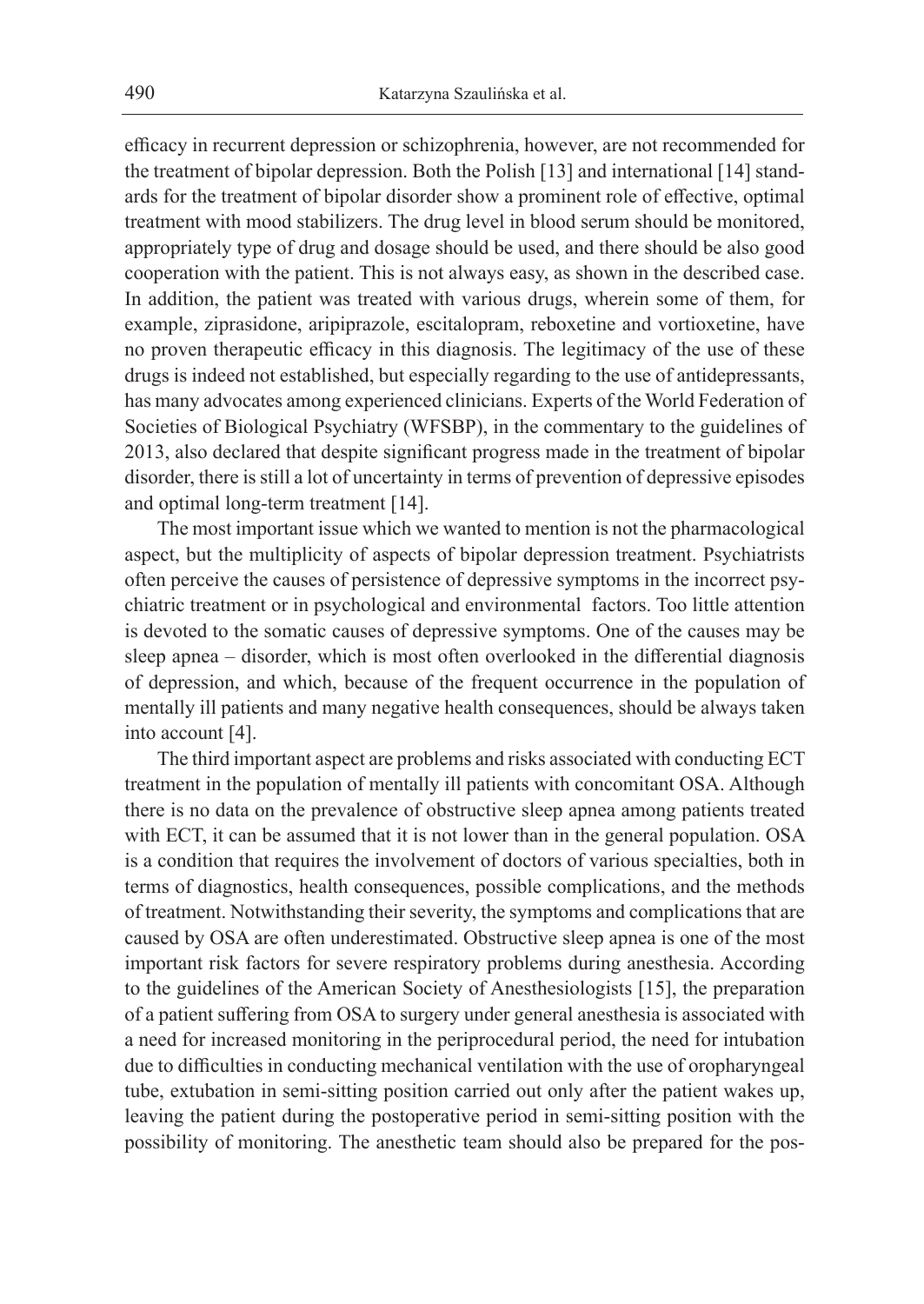efficacy in recurrent depression or schizophrenia, however, are not recommended for the treatment of bipolar depression. Both the Polish [13] and international [14] standards for the treatment of bipolar disorder show a prominent role of effective, optimal treatment with mood stabilizers. The drug level in blood serum should be monitored, appropriately type of drug and dosage should be used, and there should be also good cooperation with the patient. This is not always easy, as shown in the described case. In addition, the patient was treated with various drugs, wherein some of them, for example, ziprasidone, aripiprazole, escitalopram, reboxetine and vortioxetine, have no proven therapeutic efficacy in this diagnosis. The legitimacy of the use of these drugs is indeed not established, but especially regarding to the use of antidepressants, has many advocates among experienced clinicians. Experts of the World Federation of Societies of Biological Psychiatry (WFSBP), in the commentary to the guidelines of 2013, also declared that despite significant progress made in the treatment of bipolar disorder, there is still a lot of uncertainty in terms of prevention of depressive episodes and optimal long-term treatment [14].

The most important issue which we wanted to mention is not the pharmacological aspect, but the multiplicity of aspects of bipolar depression treatment. Psychiatrists often perceive the causes of persistence of depressive symptoms in the incorrect psychiatric treatment or in psychological and environmental factors. Too little attention is devoted to the somatic causes of depressive symptoms. One of the causes may be sleep apnea – disorder, which is most often overlooked in the differential diagnosis of depression, and which, because of the frequent occurrence in the population of mentally ill patients and many negative health consequences, should be always taken into account [4].

The third important aspect are problems and risks associated with conducting ECT treatment in the population of mentally ill patients with concomitant OSA. Although there is no data on the prevalence of obstructive sleep apnea among patients treated with ECT, it can be assumed that it is not lower than in the general population. OSA is a condition that requires the involvement of doctors of various specialties, both in terms of diagnostics, health consequences, possible complications, and the methods of treatment. Notwithstanding their severity, the symptoms and complications that are caused by OSA are often underestimated. Obstructive sleep apnea is one of the most important risk factors for severe respiratory problems during anesthesia. According to the guidelines of the American Society of Anesthesiologists [15], the preparation of a patient suffering from OSA to surgery under general anesthesia is associated with a need for increased monitoring in the periprocedural period, the need for intubation due to difficulties in conducting mechanical ventilation with the use of oropharyngeal tube, extubation in semi-sitting position carried out only after the patient wakes up, leaving the patient during the postoperative period in semi-sitting position with the possibility of monitoring. The anesthetic team should also be prepared for the pos-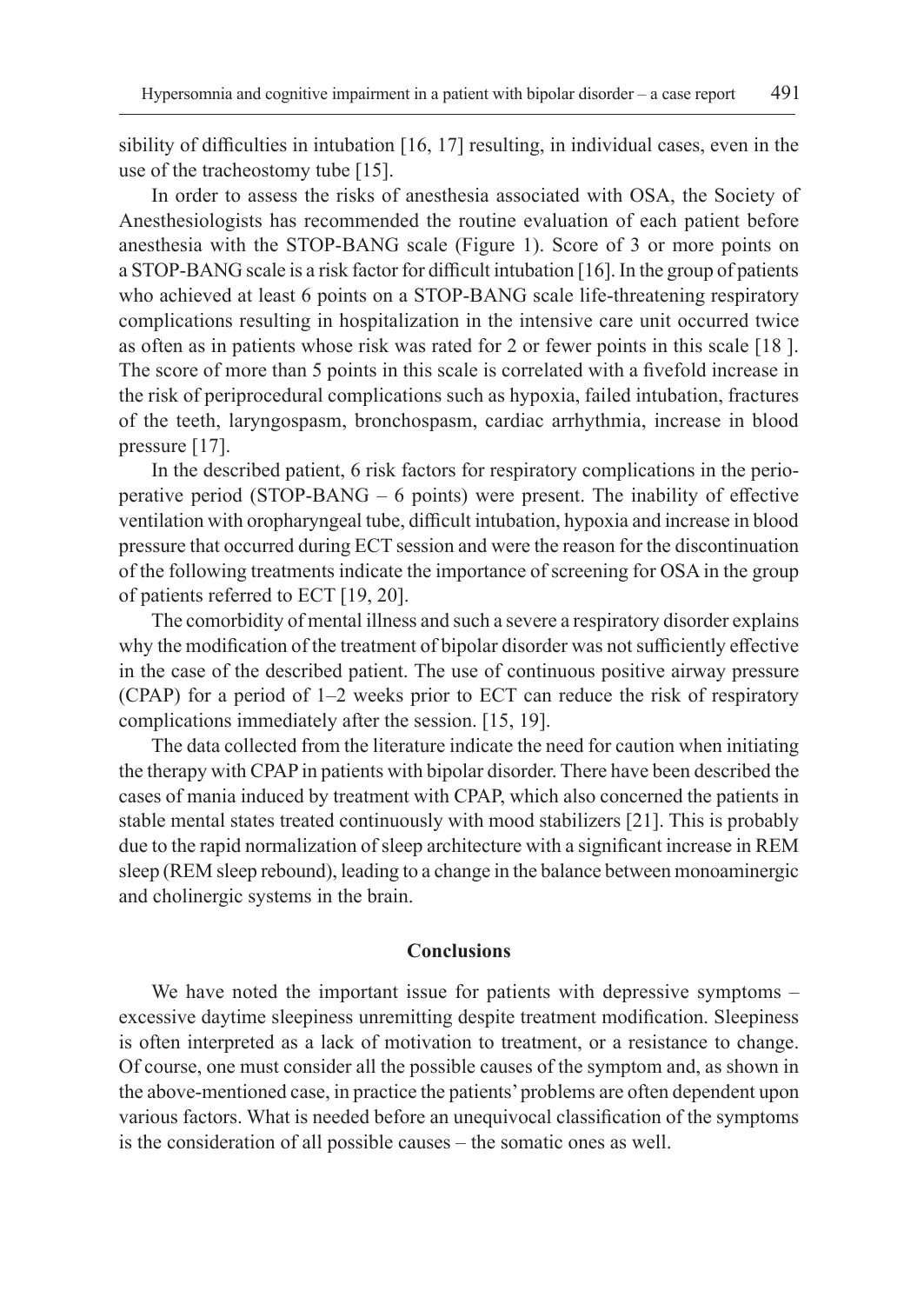sibility of difficulties in intubation [16, 17] resulting, in individual cases, even in the use of the tracheostomy tube [15].

In order to assess the risks of anesthesia associated with OSA, the Society of Anesthesiologists has recommended the routine evaluation of each patient before anesthesia with the STOP-BANG scale (Figure 1). Score of 3 or more points on a STOP-BANG scale is a risk factor for difficult intubation [16]. In the group of patients who achieved at least 6 points on a STOP-BANG scale life-threatening respiratory complications resulting in hospitalization in the intensive care unit occurred twice as often as in patients whose risk was rated for 2 or fewer points in this scale [18 ]. The score of more than 5 points in this scale is correlated with a fivefold increase in the risk of periprocedural complications such as hypoxia, failed intubation, fractures of the teeth, laryngospasm, bronchospasm, cardiac arrhythmia, increase in blood pressure [17].

In the described patient, 6 risk factors for respiratory complications in the perioperative period (STOP-BANG – 6 points) were present. The inability of effective ventilation with oropharyngeal tube, difficult intubation, hypoxia and increase in blood pressure that occurred during ECT session and were the reason for the discontinuation of the following treatments indicate the importance of screening for OSA in the group of patients referred to ECT [19, 20].

The comorbidity of mental illness and such a severe a respiratory disorder explains why the modification of the treatment of bipolar disorder was not sufficiently effective in the case of the described patient. The use of continuous positive airway pressure (CPAP) for a period of 1–2 weeks prior to ECT can reduce the risk of respiratory complications immediately after the session. [15, 19].

The data collected from the literature indicate the need for caution when initiating the therapy with CPAP in patients with bipolar disorder. There have been described the cases of mania induced by treatment with CPAP, which also concerned the patients in stable mental states treated continuously with mood stabilizers [21]. This is probably due to the rapid normalization of sleep architecture with a significant increase in REM sleep (REM sleep rebound), leading to a change in the balance between monoaminergic and cholinergic systems in the brain.

## Conclusions

We have noted the important issue for patients with depressive symptoms – excessive daytime sleepiness unremitting despite treatment modification. Sleepiness is often interpreted as a lack of motivation to treatment, or a resistance to change. Of course, one must consider all the possible causes of the symptom and, as shown in the above-mentioned case, in practice the patients' problems are often dependent upon various factors. What is needed before an unequivocal classification of the symptoms is the consideration of all possible causes – the somatic ones as well.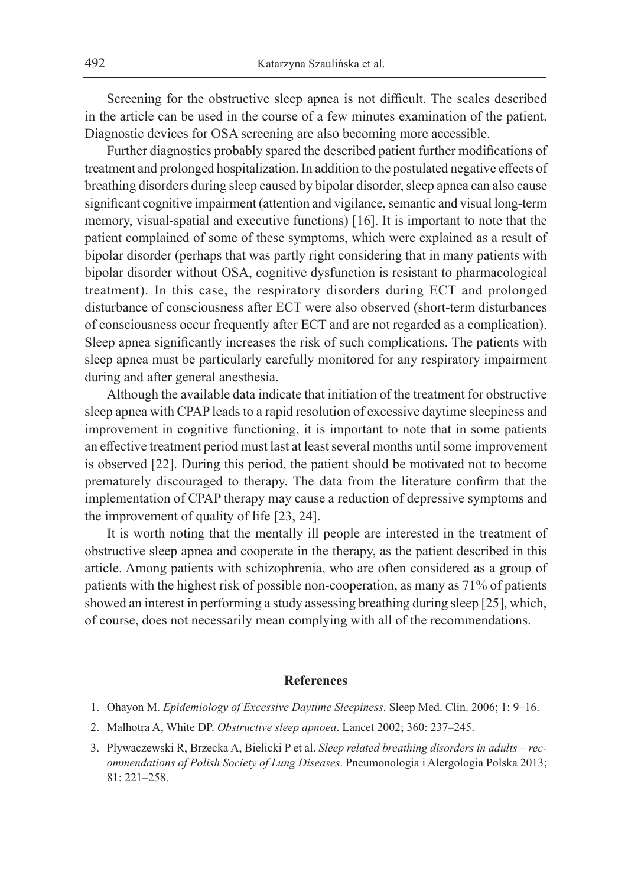Screening for the obstructive sleep apnea is not difficult. The scales described in the article can be used in the course of a few minutes examination of the patient. Diagnostic devices for OSA screening are also becoming more accessible.

Further diagnostics probably spared the described patient further modifications of treatment and prolonged hospitalization. In addition to the postulated negative effects of breathing disorders during sleep caused by bipolar disorder, sleep apnea can also cause significant cognitive impairment (attention and vigilance, semantic and visual long-term memory, visual-spatial and executive functions) [16]. It is important to note that the patient complained of some of these symptoms, which were explained as a result of bipolar disorder (perhaps that was partly right considering that in many patients with bipolar disorder without OSA, cognitive dysfunction is resistant to pharmacological treatment). In this case, the respiratory disorders during ECT and prolonged disturbance of consciousness after ECT were also observed (short-term disturbances of consciousness occur frequently after ECT and are not regarded as a complication). Sleep apnea significantly increases the risk of such complications. The patients with sleep apnea must be particularly carefully monitored for any respiratory impairment during and after general anesthesia.

Although the available data indicate that initiation of the treatment for obstructive sleep apnea with CPAP leads to a rapid resolution of excessive daytime sleepiness and improvement in cognitive functioning, it is important to note that in some patients an effective treatment period must last at least several months until some improvement is observed [22]. During this period, the patient should be motivated not to become prematurely discouraged to therapy. The data from the literature confirm that the implementation of CPAP therapy may cause a reduction of depressive symptoms and the improvement of quality of life [23, 24].

It is worth noting that the mentally ill people are interested in the treatment of obstructive sleep apnea and cooperate in the therapy, as the patient described in this article. Among patients with schizophrenia, who are often considered as a group of patients with the highest risk of possible non-cooperation, as many as 71% of patients showed an interest in performing a study assessing breathing during sleep [25], which, of course, does not necessarily mean complying with all of the recommendations.

## References

1. Ohayon M. *Epidemiology of Excessive Daytime Sleepiness*. Sleep Med. Clin. 2006; 1: 9–16.
2. Malhotra A, White DP. *Obstructive sleep apnoea*. Lancet 2002; 360: 237–245.
3. Plywaczewski R, Brzecka A, Bielicki P et al. *Sleep related breathing disorders in adults – recommendations of Polish Society of Lung Diseases*. Pneumonologia i Alergologia Polska 2013; 81: 221–258.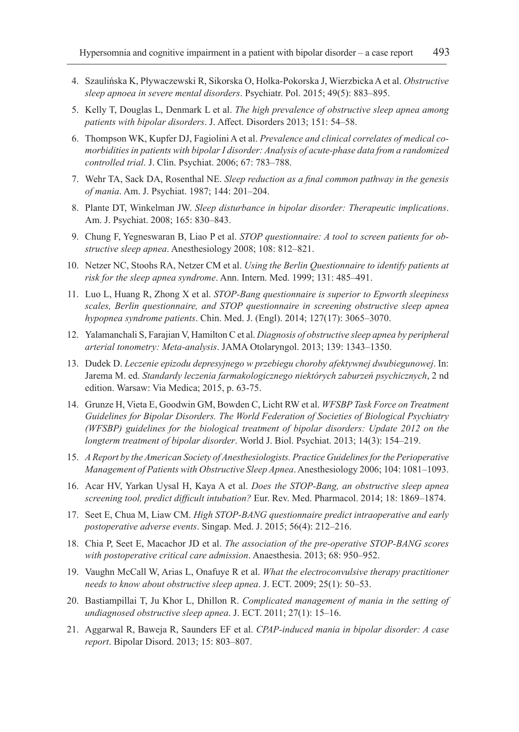4. Szaulińska K, Pływaczewski R, Sikorska O, Holka-Pokorska J, Wierzbicka A et al. *Obstructive sleep apnoea in severe mental disorders*. Psychiatr. Pol. 2015; 49(5): 883–895.
5. Kelly T, Douglas L, Denmark L et al. *The high prevalence of obstructive sleep apnea among patients with bipolar disorders*. J. Affect. Disorders 2013; 151: 54–58.
6. Thompson WK, Kupfer DJ, Fagiolini A et al. *Prevalence and clinical correlates of medical co-morbidities in patients with bipolar I disorder: Analysis of acute-phase data from a randomized controlled trial*. J. Clin. Psychiat. 2006; 67: 783–788.
7. Wehr TA, Sack DA, Rosenthal NE. *Sleep reduction as a final common pathway in the genesis of mania*. Am. J. Psychiat. 1987; 144: 201–204.
8. Plante DT, Winkelman JW. *Sleep disturbance in bipolar disorder: Therapeutic implications*. Am. J. Psychiat. 2008; 165: 830–843.
9. Chung F, Yegneswaran B, Liao P et al. *STOP questionnaire: A tool to screen patients for obstructive sleep apnea*. Anesthesiology 2008; 108: 812–821.
10. Netzer NC, Stoohs RA, Netzer CM et al. *Using the Berlin Questionnaire to identify patients at risk for the sleep apnea syndrome*. Ann. Intern. Med. 1999; 131: 485–491.
11. Luo L, Huang R, Zhong X et al. *STOP-Bang questionnaire is superior to Epworth sleepiness scales, Berlin questionnaire, and STOP questionnaire in screening obstructive sleep apnea hypopnea syndrome patients*. Chin. Med. J. (Engl). 2014; 127(17): 3065–3070.
12. Yalamanchali S, Farajian V, Hamilton C et al. *Diagnosis of obstructive sleep apnea by peripheral arterial tonometry: Meta-analysis*. JAMA Otolaryngol. 2013; 139: 1343–1350.
13. Dudek D. *Leczenie epizodu depresyjnego w przebiegu choroby afektywnej dwubiegunowej*. In: Jarema M. ed. *Standardy leczenia farmakologicznego niektórych zaburzeń psychicznych*, 2 nd edition. Warsaw: Via Medica; 2015, p. 63-75.
14. Grunze H, Vieta E, Goodwin GM, Bowden C, Licht RW et al. *WFSBP Task Force on Treatment Guidelines for Bipolar Disorders. The World Federation of Societies of Biological Psychiatry (WFSBP) guidelines for the biological treatment of bipolar disorders: Update 2012 on the longterm treatment of bipolar disorder*. World J. Biol. Psychiat. 2013; 14(3): 154–219.
15. *A Report by the American Society of Anesthesiologists. Practice Guidelines for the Perioperative Management of Patients with Obstructive Sleep Apnea*. Anesthesiology 2006; 104: 1081–1093.
16. Acar HV, Yarkan Uysal H, Kaya A et al. *Does the STOP-Bang, an obstructive sleep apnea screening tool, predict difficult intubation?* Eur. Rev. Med. Pharmacol. 2014; 18: 1869–1874.
17. Seet E, Chua M, Liaw CM. *High STOP-BANG questionnaire predict intraoperative and early postoperative adverse events*. Singap. Med. J. 2015; 56(4): 212–216.
18. Chia P, Seet E, Macachor JD et al. *The association of the pre-operative STOP-BANG scores with postoperative critical care admission*. Anaesthesia. 2013; 68: 950–952.
19. Vaughn McCall W, Arias L, Onafuye R et al. *What the electroconvulsive therapy practitioner needs to know about obstructive sleep apnea*. J. ECT. 2009; 25(1): 50–53.
20. Bastiampillai T, Ju Khor L, Dhillon R. *Complicated management of mania in the setting of undiagnosed obstructive sleep apnea*. J. ECT. 2011; 27(1): 15–16.
21. Aggarwal R, Baweja R, Saunders EF et al. *CPAP-induced mania in bipolar disorder: A case report*. Bipolar Disord. 2013; 15: 803–807.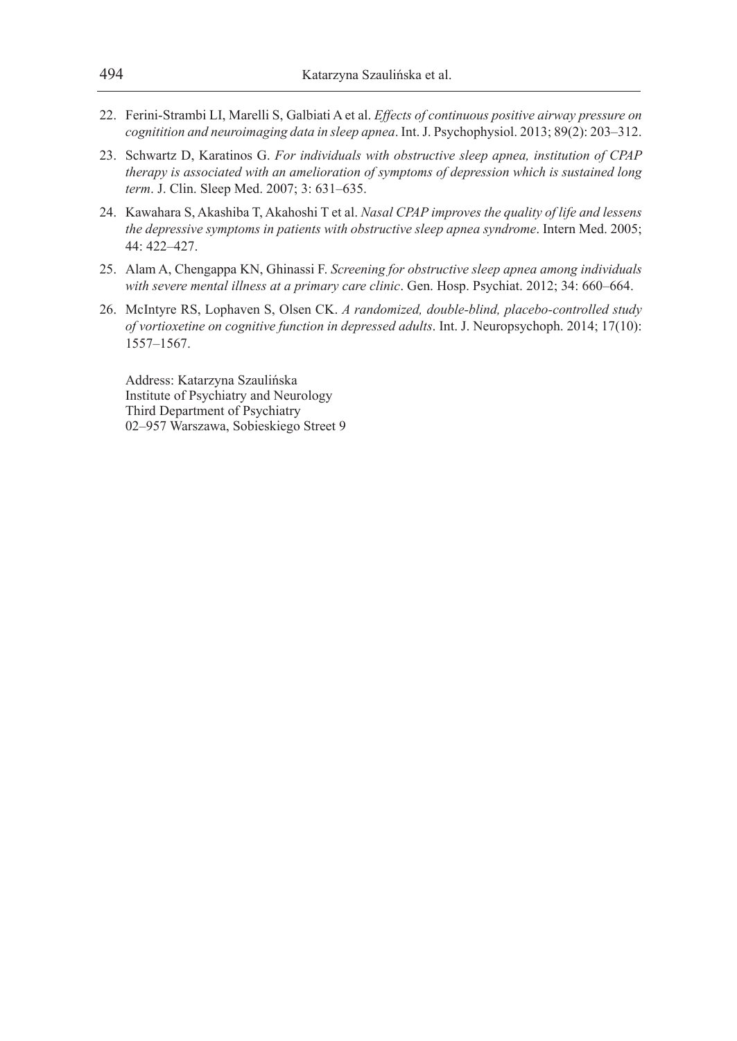22. Ferini-Strambi LI, Marelli S, Galbiati A et al. *Effects of continuous positive airway pressure on cognitition and neuroimaging data in sleep apnea*. Int. J. Psychophysiol. 2013; 89(2): 203–312.
23. Schwartz D, Karatinos G. *For individuals with obstructive sleep apnea, institution of CPAP therapy is associated with an amelioration of symptoms of depression which is sustained long term*. J. Clin. Sleep Med. 2007; 3: 631–635.
24. Kawahara S, Akashiba T, Akahoshi T et al. *Nasal CPAP improves the quality of life and lessens the depressive symptoms in patients with obstructive sleep apnea syndrome*. Intern Med. 2005; 44: 422–427.
25. Alam A, Chengappa KN, Ghinassi F. *Screening for obstructive sleep apnea among individuals with severe mental illness at a primary care clinic*. Gen. Hosp. Psychiat. 2012; 34: 660–664.
26. McIntyre RS, Lophaven S, Olsen CK. *A randomized, double-blind, placebo-controlled study of vortioxetine on cognitive function in depressed adults*. Int. J. Neuropsychoph. 2014; 17(10): 1557–1567.

Address: Katarzyna Szaulińska
Institute of Psychiatry and Neurology
Third Department of Psychiatry
02–957 Warszawa, Sobieskiego Street 9